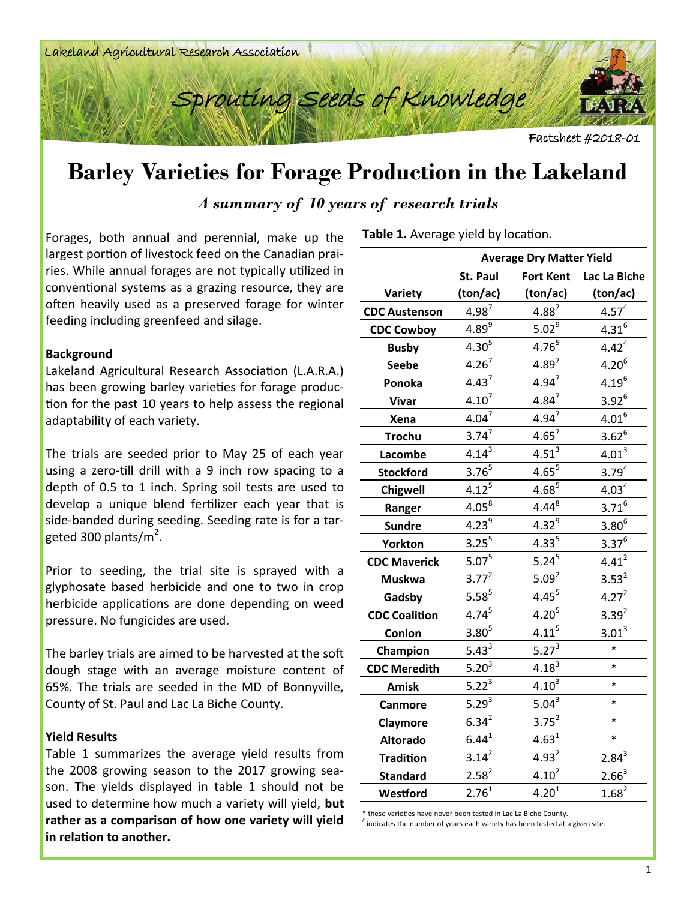Lakeland Agricultural Research Association

Sprouting Seeds of Knowledge

Factsheet #2018-01

# Barley Varieties for Forage Production in the Lakeland

*A summary of 10 years of research trials*

Forages, both annual and perennial, make up the largest portion of livestock feed on the Canadian prairies. While annual forages are not typically utilized in conventional systems as a grazing resource, they are often heavily used as a preserved forage for winter feeding including greenfeed and silage.

### Background

Lakeland Agricultural Research Association (L.A.R.A.) has been growing barley varieties for forage production for the past 10 years to help assess the regional adaptability of each variety.

The trials are seeded prior to May 25 of each year using a zero-till drill with a 9 inch row spacing to a depth of 0.5 to 1 inch. Spring soil tests are used to develop a unique blend fertilizer each year that is side-banded during seeding. Seeding rate is for a targeted 300 plants/$m^2$.

Prior to seeding, the trial site is sprayed with a glyphosate based herbicide and one to two in crop herbicide applications are done depending on weed pressure. No fungicides are used.

The barley trials are aimed to be harvested at the soft dough stage with an average moisture content of 65%. The trials are seeded in the MD of Bonnyville, County of St. Paul and Lac La Biche County.

### Yield Results

Table 1 summarizes the average yield results from the 2008 growing season to the 2017 growing season. The yields displayed in table 1 should not be used to determine how much a variety will yield, **but rather as a comparison of how one variety will yield in relation to another.**

**Table 1.** Average yield by location.

| | Average Dry Matter Yield | | |
|---|---|---|---|
| Variety | St. Paul (ton/ac) | Fort Kent (ton/ac) | Lac La Biche (ton/ac) |
| CDC Austenson | 4.98[7] | 4.88[7] | 4.57[4] |
| CDC Cowboy | 4.89[9] | 5.02[9] | 4.31[6] |
| Busby | 4.30[5] | 4.76[5] | 4.42[4] |
| Seebe | 4.26[7] | 4.89[7] | 4.20[6] |
| Ponoka | 4.43[7] | 4.94[7] | 4.19[6] |
| Vivar | 4.10[7] | 4.84[7] | 3.92[6] |
| Xena | 4.04[7] | 4.94[7] | 4.01[6] |
| Trochu | 3.74[7] | 4.65[7] | 3.62[6] |
| Lacombe | 4.14[3] | 4.51[3] | 4.01[3] |
| Stockford | 3.76[5] | 4.65[5] | 3.79[4] |
| Chigwell | 4.12[5] | 4.68[5] | 4.03[4] |
| Ranger | 4.05[8] | 4.44[8] | 3.71[6] |
| Sundre | 4.23[9] | 4.32[9] | 3.80[6] |
| Yorkton | 3.25[5] | 4.33[5] | 3.37[6] |
| CDC Maverick | 5.07[5] | 5.24[5] | 4.41[2] |
| Muskwa | 3.77[2] | 5.09[2] | 3.53[2] |
| Gadsby | 5.58[5] | 4.45[5] | 4.27[2] |
| CDC Coalition | 4.74[5] | 4.20[5] | 3.39[2] |
| Conlon | 3.80[5] | 4.11[5] | 3.01[3] |
| Champion | 5.43[3] | 5.27[3] | * |
| CDC Meredith | 5.20[3] | 4.18[3] | * |
| Amisk | 5.22[3] | 4.10[3] | * |
| Canmore | 5.29[3] | 5.04[3] | * |
| Claymore | 6.34[2] | 3.75[2] | * |
| Altorado | 6.44[1] | 4.63[1] | * |
| Tradition | 3.14[2] | 4.93[2] | 2.84[3] |
| Standard | 2.58[2] | 4.10[2] | 2.66[3] |
| Westford | 2.76[1] | 4.20[1] | 1.68[2] |

* these varieties have never been tested in Lac La Biche County.
[#] indicates the number of years each variety has been tested at a given site.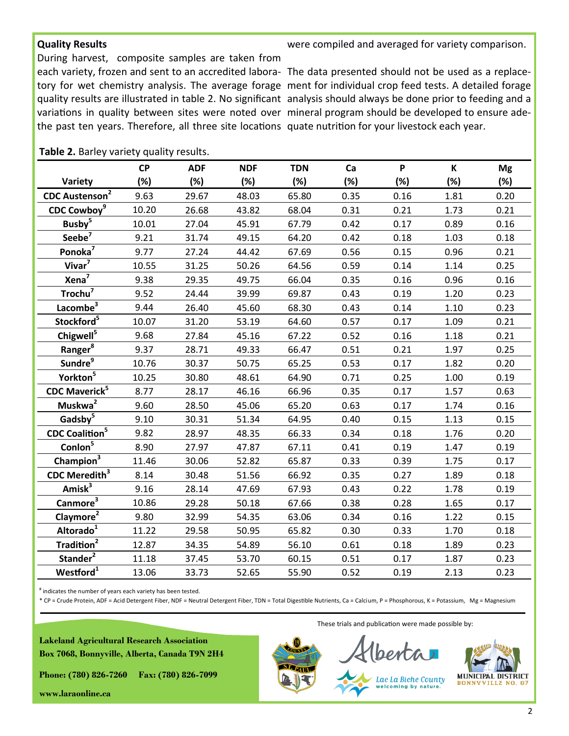**Quality Results**

During harvest, composite samples are taken from each variety, frozen and sent to an accredited laboratory for wet chemistry analysis. The average forage quality results are illustrated in table 2. No significant variations in quality between sites were noted over the past ten years. Therefore, all three site locations were compiled and averaged for variety comparison.

The data presented should not be used as a replacement for individual crop feed tests. A detailed forage analysis should always be done prior to feeding and a mineral program should be developed to ensure adequate nutrition for your livestock each year.

**Table 2.** Barley variety quality results.

| Variety | CP (%) | ADF (%) | NDF (%) | TDN (%) | Ca (%) | P (%) | K (%) | Mg (%) |
|---|---|---|---|---|---|---|---|---|
| CDC Austenson[2] | 9.63 | 29.67 | 48.03 | 65.80 | 0.35 | 0.16 | 1.81 | 0.20 |
| CDC Cowboy[9] | 10.20 | 26.68 | 43.82 | 68.04 | 0.31 | 0.21 | 1.73 | 0.21 |
| Busby[5] | 10.01 | 27.04 | 45.91 | 67.79 | 0.42 | 0.17 | 0.89 | 0.16 |
| Seebe[7] | 9.21 | 31.74 | 49.15 | 64.20 | 0.42 | 0.18 | 1.03 | 0.18 |
| Ponoka[7] | 9.77 | 27.24 | 44.42 | 67.69 | 0.56 | 0.15 | 0.96 | 0.21 |
| Vivar[7] | 10.55 | 31.25 | 50.26 | 64.56 | 0.59 | 0.14 | 1.14 | 0.25 |
| Xena[7] | 9.38 | 29.35 | 49.75 | 66.04 | 0.35 | 0.16 | 0.96 | 0.16 |
| Trochu[7] | 9.52 | 24.44 | 39.99 | 69.87 | 0.43 | 0.19 | 1.20 | 0.23 |
| Lacombe[3] | 9.44 | 26.40 | 45.60 | 68.30 | 0.43 | 0.14 | 1.10 | 0.23 |
| Stockford[5] | 10.07 | 31.20 | 53.19 | 64.60 | 0.57 | 0.17 | 1.09 | 0.21 |
| Chigwell[5] | 9.68 | 27.84 | 45.16 | 67.22 | 0.52 | 0.16 | 1.18 | 0.21 |
| Ranger[8] | 9.37 | 28.71 | 49.33 | 66.47 | 0.51 | 0.21 | 1.97 | 0.25 |
| Sundre[9] | 10.76 | 30.37 | 50.75 | 65.25 | 0.53 | 0.17 | 1.82 | 0.20 |
| Yorkton[5] | 10.25 | 30.80 | 48.61 | 64.90 | 0.71 | 0.25 | 1.00 | 0.19 |
| CDC Maverick[5] | 8.77 | 28.17 | 46.16 | 66.96 | 0.35 | 0.17 | 1.57 | 0.63 |
| Muskwa[2] | 9.60 | 28.50 | 45.06 | 65.20 | 0.63 | 0.17 | 1.74 | 0.16 |
| Gadsby[5] | 9.10 | 30.31 | 51.34 | 64.95 | 0.40 | 0.15 | 1.13 | 0.15 |
| CDC Coalition[5] | 9.82 | 28.97 | 48.35 | 66.33 | 0.34 | 0.18 | 1.76 | 0.20 |
| Conlon[5] | 8.90 | 27.97 | 47.87 | 67.11 | 0.41 | 0.19 | 1.47 | 0.19 |
| Champion[3] | 11.46 | 30.06 | 52.82 | 65.87 | 0.33 | 0.39 | 1.75 | 0.17 |
| CDC Meredith[3] | 8.14 | 30.48 | 51.56 | 66.92 | 0.35 | 0.27 | 1.89 | 0.18 |
| Amisk[3] | 9.16 | 28.14 | 47.69 | 67.93 | 0.43 | 0.22 | 1.78 | 0.19 |
| Canmore[3] | 10.86 | 29.28 | 50.18 | 67.66 | 0.38 | 0.28 | 1.65 | 0.17 |
| Claymore[2] | 9.80 | 32.99 | 54.35 | 63.06 | 0.34 | 0.16 | 1.22 | 0.15 |
| Altorado[1] | 11.22 | 29.58 | 50.95 | 65.82 | 0.30 | 0.33 | 1.70 | 0.18 |
| Tradition[2] | 12.87 | 34.35 | 54.89 | 56.10 | 0.61 | 0.18 | 1.89 | 0.23 |
| Stander[2] | 11.18 | 37.45 | 53.70 | 60.15 | 0.51 | 0.17 | 1.87 | 0.23 |
| Westford[1] | 13.06 | 33.73 | 52.65 | 55.90 | 0.52 | 0.19 | 2.13 | 0.23 |

[#] indicates the number of years each variety has been tested.

* CP = Crude Protein, ADF = Acid Detergent Fiber, NDF = Neutral Detergent Fiber, TDN = Total Digestible Nutrients, Ca = Calcium, P = Phosphorous, K = Potassium, Mg = Magnesium

**Lakeland Agricultural Research Association**
**Box 7068, Bonnyville, Alberta, Canada T9N 2H4**

**Phone: (780) 826-7260 Fax: (780) 826-7099**

**www.laraonline.ca**

These trials and publication were made possible by: